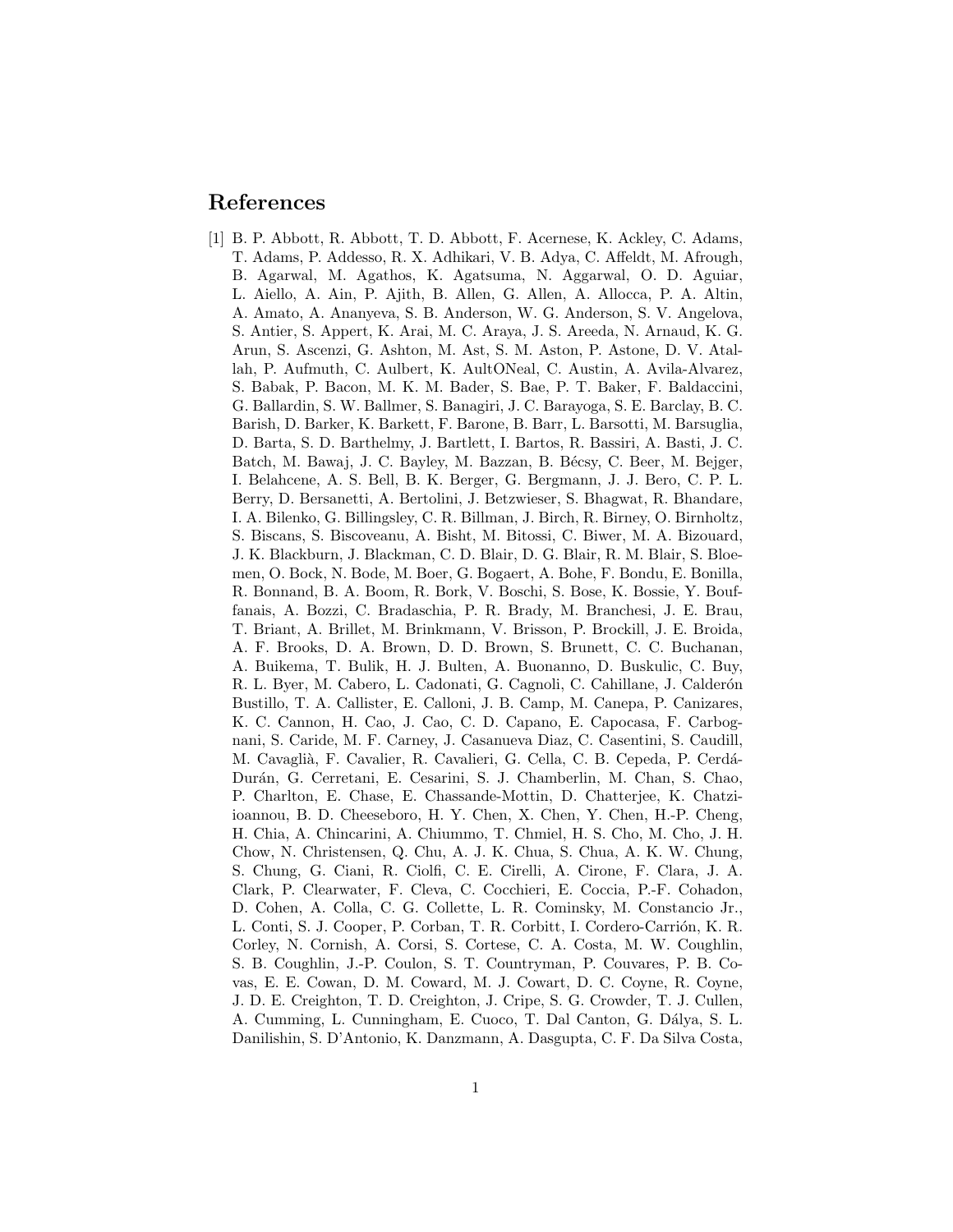## References

[1] B. P. Abbott, R. Abbott, T. D. Abbott, F. Acernese, K. Ackley, C. Adams, T. Adams, P. Addesso, R. X. Adhikari, V. B. Adya, C. Affeldt, M. Afrough, B. Agarwal, M. Agathos, K. Agatsuma, N. Aggarwal, O. D. Aguiar, L. Aiello, A. Ain, P. Ajith, B. Allen, G. Allen, A. Allocca, P. A. Altin, A. Amato, A. Ananyeva, S. B. Anderson, W. G. Anderson, S. V. Angelova, S. Antier, S. Appert, K. Arai, M. C. Araya, J. S. Areeda, N. Arnaud, K. G. Arun, S. Ascenzi, G. Ashton, M. Ast, S. M. Aston, P. Astone, D. V. Atallah, P. Aufmuth, C. Aulbert, K. AultONeal, C. Austin, A. Avila-Alvarez, S. Babak, P. Bacon, M. K. M. Bader, S. Bae, P. T. Baker, F. Baldaccini, G. Ballardin, S. W. Ballmer, S. Banagiri, J. C. Barayoga, S. E. Barclay, B. C. Barish, D. Barker, K. Barkett, F. Barone, B. Barr, L. Barsotti, M. Barsuglia, D. Barta, S. D. Barthelmy, J. Bartlett, I. Bartos, R. Bassiri, A. Basti, J. C. Batch, M. Bawaj, J. C. Bayley, M. Bazzan, B. Bécsy, C. Beer, M. Bejger, I. Belahcene, A. S. Bell, B. K. Berger, G. Bergmann, J. J. Bero, C. P. L. Berry, D. Bersanetti, A. Bertolini, J. Betzwieser, S. Bhagwat, R. Bhandare, I. A. Bilenko, G. Billingsley, C. R. Billman, J. Birch, R. Birney, O. Birnholtz, S. Biscans, S. Biscoveanu, A. Bisht, M. Bitossi, C. Biwer, M. A. Bizouard, J. K. Blackburn, J. Blackman, C. D. Blair, D. G. Blair, R. M. Blair, S. Bloemen, O. Bock, N. Bode, M. Boer, G. Bogaert, A. Bohe, F. Bondu, E. Bonilla, R. Bonnand, B. A. Boom, R. Bork, V. Boschi, S. Bose, K. Bossie, Y. Bouffanais, A. Bozzi, C. Bradaschia, P. R. Brady, M. Branchesi, J. E. Brau, T. Briant, A. Brillet, M. Brinkmann, V. Brisson, P. Brockill, J. E. Broida, A. F. Brooks, D. A. Brown, D. D. Brown, S. Brunett, C. C. Buchanan, A. Buikema, T. Bulik, H. J. Bulten, A. Buonanno, D. Buskulic, C. Buy, R. L. Byer, M. Cabero, L. Cadonati, G. Cagnoli, C. Cahillane, J. Calderón Bustillo, T. A. Callister, E. Calloni, J. B. Camp, M. Canepa, P. Canizares, K. C. Cannon, H. Cao, J. Cao, C. D. Capano, E. Capocasa, F. Carbognani, S. Caride, M. F. Carney, J. Casanueva Diaz, C. Casentini, S. Caudill, M. Cavaglià, F. Cavalier, R. Cavalieri, G. Cella, C. B. Cepeda, P. Cerdá-Durán, G. Cerretani, E. Cesarini, S. J. Chamberlin, M. Chan, S. Chao, P. Charlton, E. Chase, E. Chassande-Mottin, D. Chatterjee, K. Chatziioannou, B. D. Cheeseboro, H. Y. Chen, X. Chen, Y. Chen, H.-P. Cheng, H. Chia, A. Chincarini, A. Chiummo, T. Chmiel, H. S. Cho, M. Cho, J. H. Chow, N. Christensen, Q. Chu, A. J. K. Chua, S. Chua, A. K. W. Chung, S. Chung, G. Ciani, R. Ciolfi, C. E. Cirelli, A. Cirone, F. Clara, J. A. Clark, P. Clearwater, F. Cleva, C. Cocchieri, E. Coccia, P.-F. Cohadon, D. Cohen, A. Colla, C. G. Collette, L. R. Cominsky, M. Constancio Jr., L. Conti, S. J. Cooper, P. Corban, T. R. Corbitt, I. Cordero-Carrión, K. R. Corley, N. Cornish, A. Corsi, S. Cortese, C. A. Costa, M. W. Coughlin, S. B. Coughlin, J.-P. Coulon, S. T. Countryman, P. Couvares, P. B. Covas, E. E. Cowan, D. M. Coward, M. J. Cowart, D. C. Coyne, R. Coyne, J. D. E. Creighton, T. D. Creighton, J. Cripe, S. G. Crowder, T. J. Cullen, A. Cumming, L. Cunningham, E. Cuoco, T. Dal Canton, G. Dálya, S. L. Danilishin, S. D'Antonio, K. Danzmann, A. Dasgupta, C. F. Da Silva Costa,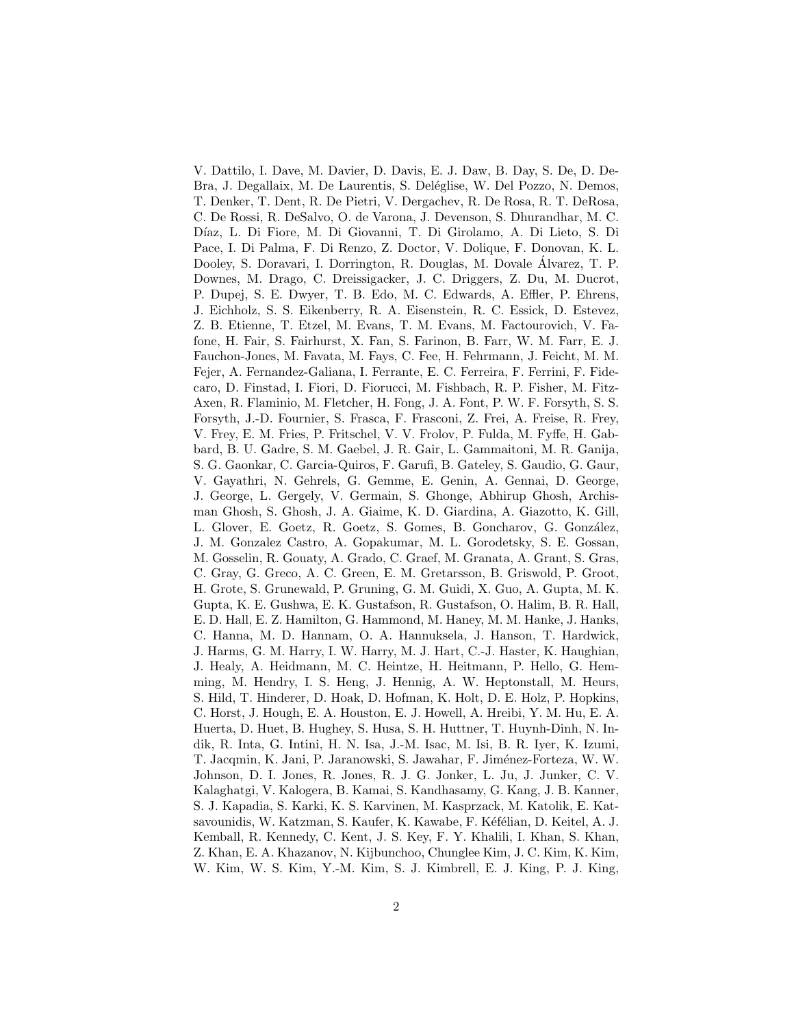V. Dattilo, I. Dave, M. Davier, D. Davis, E. J. Daw, B. Day, S. De, D. DeBra, J. Degallaix, M. De Laurentis, S. Deléglise, W. Del Pozzo, N. Demos, T. Denker, T. Dent, R. De Pietri, V. Dergachev, R. De Rosa, R. T. DeRosa, C. De Rossi, R. DeSalvo, O. de Varona, J. Devenson, S. Dhurandhar, M. C. Díaz, L. Di Fiore, M. Di Giovanni, T. Di Girolamo, A. Di Lieto, S. Di Pace, I. Di Palma, F. Di Renzo, Z. Doctor, V. Dolique, F. Donovan, K. L. Dooley, S. Doravari, I. Dorrington, R. Douglas, M. Dovale Álvarez, T. P. Downes, M. Drago, C. Dreissigacker, J. C. Driggers, Z. Du, M. Ducrot, P. Dupej, S. E. Dwyer, T. B. Edo, M. C. Edwards, A. Effler, P. Ehrens, J. Eichholz, S. S. Eikenberry, R. A. Eisenstein, R. C. Essick, D. Estevez, Z. B. Etienne, T. Etzel, M. Evans, T. M. Evans, M. Factourovich, V. Fafone, H. Fair, S. Fairhurst, X. Fan, S. Farinon, B. Farr, W. M. Farr, E. J. Fauchon-Jones, M. Favata, M. Fays, C. Fee, H. Fehrmann, J. Feicht, M. M. Fejer, A. Fernandez-Galiana, I. Ferrante, E. C. Ferreira, F. Ferrini, F. Fidecaro, D. Finstad, I. Fiori, D. Fiorucci, M. Fishbach, R. P. Fisher, M. Fitz-Axen, R. Flaminio, M. Fletcher, H. Fong, J. A. Font, P. W. F. Forsyth, S. S. Forsyth, J.-D. Fournier, S. Frasca, F. Frasconi, Z. Frei, A. Freise, R. Frey, V. Frey, E. M. Fries, P. Fritschel, V. V. Frolov, P. Fulda, M. Fyffe, H. Gabbard, B. U. Gadre, S. M. Gaebel, J. R. Gair, L. Gammaitoni, M. R. Ganija, S. G. Gaonkar, C. Garcia-Quiros, F. Garufi, B. Gateley, S. Gaudio, G. Gaur, V. Gayathri, N. Gehrels, G. Gemme, E. Genin, A. Gennai, D. George, J. George, L. Gergely, V. Germain, S. Ghonge, Abhirup Ghosh, Archisman Ghosh, S. Ghosh, J. A. Giaime, K. D. Giardina, A. Giazotto, K. Gill, L. Glover, E. Goetz, R. Goetz, S. Gomes, B. Goncharov, G. González, J. M. Gonzalez Castro, A. Gopakumar, M. L. Gorodetsky, S. E. Gossan, M. Gosselin, R. Gouaty, A. Grado, C. Graef, M. Granata, A. Grant, S. Gras, C. Gray, G. Greco, A. C. Green, E. M. Gretarsson, B. Griswold, P. Groot, H. Grote, S. Grunewald, P. Gruning, G. M. Guidi, X. Guo, A. Gupta, M. K. Gupta, K. E. Gushwa, E. K. Gustafson, R. Gustafson, O. Halim, B. R. Hall, E. D. Hall, E. Z. Hamilton, G. Hammond, M. Haney, M. M. Hanke, J. Hanks, C. Hanna, M. D. Hannam, O. A. Hannuksela, J. Hanson, T. Hardwick, J. Harms, G. M. Harry, I. W. Harry, M. J. Hart, C.-J. Haster, K. Haughian, J. Healy, A. Heidmann, M. C. Heintze, H. Heitmann, P. Hello, G. Hemming, M. Hendry, I. S. Heng, J. Hennig, A. W. Heptonstall, M. Heurs, S. Hild, T. Hinderer, D. Hoak, D. Hofman, K. Holt, D. E. Holz, P. Hopkins, C. Horst, J. Hough, E. A. Houston, E. J. Howell, A. Hreibi, Y. M. Hu, E. A. Huerta, D. Huet, B. Hughey, S. Husa, S. H. Huttner, T. Huynh-Dinh, N. Indik, R. Inta, G. Intini, H. N. Isa, J.-M. Isac, M. Isi, B. R. Iyer, K. Izumi, T. Jacqmin, K. Jani, P. Jaranowski, S. Jawahar, F. Jiménez-Forteza, W. W. Johnson, D. I. Jones, R. Jones, R. J. G. Jonker, L. Ju, J. Junker, C. V. Kalaghatgi, V. Kalogera, B. Kamai, S. Kandhasamy, G. Kang, J. B. Kanner, S. J. Kapadia, S. Karki, K. S. Karvinen, M. Kasprzack, M. Katolik, E. Katsavounidis, W. Katzman, S. Kaufer, K. Kawabe, F. Kéfélian, D. Keitel, A. J. Kemball, R. Kennedy, C. Kent, J. S. Key, F. Y. Khalili, I. Khan, S. Khan, Z. Khan, E. A. Khazanov, N. Kijbunchoo, Chunglee Kim, J. C. Kim, K. Kim, W. Kim, W. S. Kim, Y.-M. Kim, S. J. Kimbrell, E. J. King, P. J. King,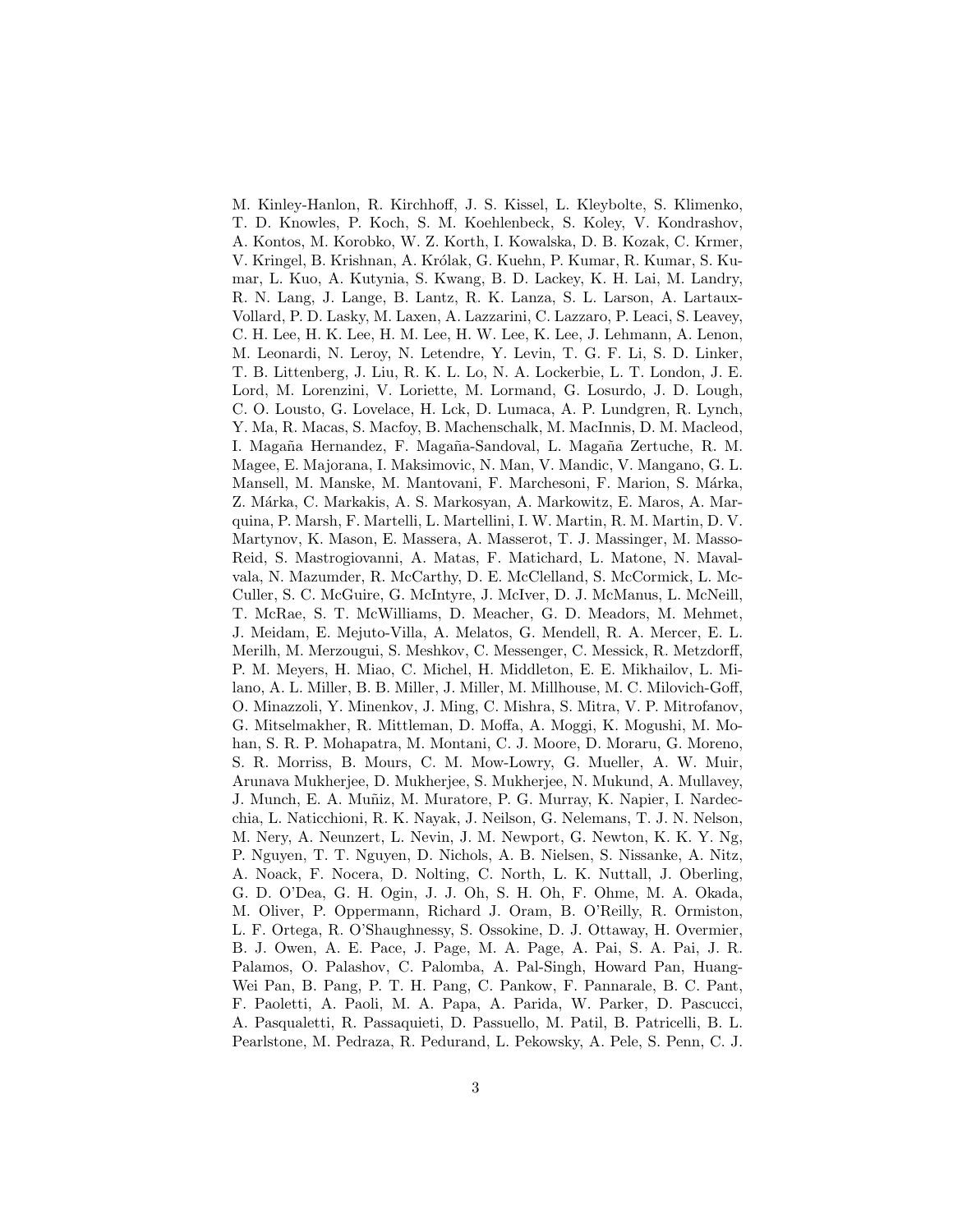M. Kinley-Hanlon, R. Kirchhoff, J. S. Kissel, L. Kleybolte, S. Klimenko, T. D. Knowles, P. Koch, S. M. Koehlenbeck, S. Koley, V. Kondrashov, A. Kontos, M. Korobko, W. Z. Korth, I. Kowalska, D. B. Kozak, C. Krmer, V. Kringel, B. Krishnan, A. Królak, G. Kuehn, P. Kumar, R. Kumar, S. Kumar, L. Kuo, A. Kutynia, S. Kwang, B. D. Lackey, K. H. Lai, M. Landry, R. N. Lang, J. Lange, B. Lantz, R. K. Lanza, S. L. Larson, A. Lartaux-Vollard, P. D. Lasky, M. Laxen, A. Lazzarini, C. Lazzaro, P. Leaci, S. Leavey, C. H. Lee, H. K. Lee, H. M. Lee, H. W. Lee, K. Lee, J. Lehmann, A. Lenon, M. Leonardi, N. Leroy, N. Letendre, Y. Levin, T. G. F. Li, S. D. Linker, T. B. Littenberg, J. Liu, R. K. L. Lo, N. A. Lockerbie, L. T. London, J. E. Lord, M. Lorenzini, V. Loriette, M. Lormand, G. Losurdo, J. D. Lough, C. O. Lousto, G. Lovelace, H. Lck, D. Lumaca, A. P. Lundgren, R. Lynch, Y. Ma, R. Macas, S. Macfoy, B. Machenschalk, M. MacInnis, D. M. Macleod, I. Magaña Hernandez, F. Magaña-Sandoval, L. Magaña Zertuche, R. M. Magee, E. Majorana, I. Maksimovic, N. Man, V. Mandic, V. Mangano, G. L. Mansell, M. Manske, M. Mantovani, F. Marchesoni, F. Marion, S. Márka, Z. Márka, C. Markakis, A. S. Markosyan, A. Markowitz, E. Maros, A. Marquina, P. Marsh, F. Martelli, L. Martellini, I. W. Martin, R. M. Martin, D. V. Martynov, K. Mason, E. Massera, A. Masserot, T. J. Massinger, M. Masso-Reid, S. Mastrogiovanni, A. Matas, F. Matichard, L. Matone, N. Mavalvala, N. Mazumder, R. McCarthy, D. E. McClelland, S. McCormick, L. McCuller, S. C. McGuire, G. McIntyre, J. McIver, D. J. McManus, L. McNeill, T. McRae, S. T. McWilliams, D. Meacher, G. D. Meadors, M. Mehmet, J. Meidam, E. Mejuto-Villa, A. Melatos, G. Mendell, R. A. Mercer, E. L. Merilh, M. Merzougui, S. Meshkov, C. Messenger, C. Messick, R. Metzdorff, P. M. Meyers, H. Miao, C. Michel, H. Middleton, E. E. Mikhailov, L. Milano, A. L. Miller, B. B. Miller, J. Miller, M. Millhouse, M. C. Milovich-Goff, O. Minazzoli, Y. Minenkov, J. Ming, C. Mishra, S. Mitra, V. P. Mitrofanov, G. Mitselmakher, R. Mittleman, D. Moffa, A. Moggi, K. Mogushi, M. Mohan, S. R. P. Mohapatra, M. Montani, C. J. Moore, D. Moraru, G. Moreno, S. R. Morriss, B. Mours, C. M. Mow-Lowry, G. Mueller, A. W. Muir, Arunava Mukherjee, D. Mukherjee, S. Mukherjee, N. Mukund, A. Mullavey, J. Munch, E. A. Muñiz, M. Muratore, P. G. Murray, K. Napier, I. Nardecchia, L. Naticchioni, R. K. Nayak, J. Neilson, G. Nelemans, T. J. N. Nelson, M. Nery, A. Neunzert, L. Nevin, J. M. Newport, G. Newton, K. K. Y. Ng, P. Nguyen, T. T. Nguyen, D. Nichols, A. B. Nielsen, S. Nissanke, A. Nitz, A. Noack, F. Nocera, D. Nolting, C. North, L. K. Nuttall, J. Oberling, G. D. O'Dea, G. H. Ogin, J. J. Oh, S. H. Oh, F. Ohme, M. A. Okada, M. Oliver, P. Oppermann, Richard J. Oram, B. O'Reilly, R. Ormiston, L. F. Ortega, R. O'Shaughnessy, S. Ossokine, D. J. Ottaway, H. Overmier, B. J. Owen, A. E. Pace, J. Page, M. A. Page, A. Pai, S. A. Pai, J. R. Palamos, O. Palashov, C. Palomba, A. Pal-Singh, Howard Pan, Huang-Wei Pan, B. Pang, P. T. H. Pang, C. Pankow, F. Pannarale, B. C. Pant, F. Paoletti, A. Paoli, M. A. Papa, A. Parida, W. Parker, D. Pascucci, A. Pasqualetti, R. Passaquieti, D. Passuello, M. Patil, B. Patricelli, B. L. Pearlstone, M. Pedraza, R. Pedurand, L. Pekowsky, A. Pele, S. Penn, C. J.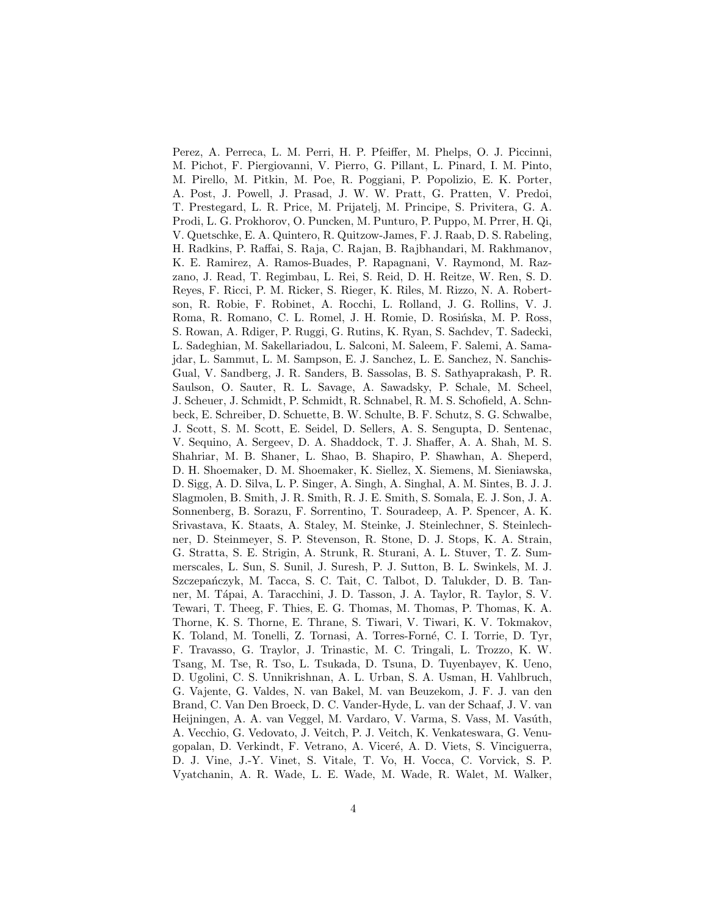Perez, A. Perreca, L. M. Perri, H. P. Pfeiffer, M. Phelps, O. J. Piccinni, M. Pichot, F. Piergiovanni, V. Pierro, G. Pillant, L. Pinard, I. M. Pinto, M. Pirello, M. Pitkin, M. Poe, R. Poggiani, P. Popolizio, E. K. Porter, A. Post, J. Powell, J. Prasad, J. W. W. Pratt, G. Pratten, V. Predoi, T. Prestegard, L. R. Price, M. Prijatelj, M. Principe, S. Privitera, G. A. Prodi, L. G. Prokhorov, O. Puncken, M. Punturo, P. Puppo, M. Prrer, H. Qi, V. Quetschke, E. A. Quintero, R. Quitzow-James, F. J. Raab, D. S. Rabeling, H. Radkins, P. Raffai, S. Raja, C. Rajan, B. Rajbhandari, M. Rakhmanov, K. E. Ramirez, A. Ramos-Buades, P. Rapagnani, V. Raymond, M. Razzano, J. Read, T. Regimbau, L. Rei, S. Reid, D. H. Reitze, W. Ren, S. D. Reyes, F. Ricci, P. M. Ricker, S. Rieger, K. Riles, M. Rizzo, N. A. Robertson, R. Robie, F. Robinet, A. Rocchi, L. Rolland, J. G. Rollins, V. J. Roma, R. Romano, C. L. Romel, J. H. Romie, D. Rosińska, M. P. Ross, S. Rowan, A. Rdiger, P. Ruggi, G. Rutins, K. Ryan, S. Sachdev, T. Sadecki, L. Sadeghian, M. Sakellariadou, L. Salconi, M. Saleem, F. Salemi, A. Samajdar, L. Sammut, L. M. Sampson, E. J. Sanchez, L. E. Sanchez, N. Sanchis-Gual, V. Sandberg, J. R. Sanders, B. Sassolas, B. S. Sathyaprakash, P. R. Saulson, O. Sauter, R. L. Savage, A. Sawadsky, P. Schale, M. Scheel, J. Scheuer, J. Schmidt, P. Schmidt, R. Schnabel, R. M. S. Schofield, A. Schnbeck, E. Schreiber, D. Schuette, B. W. Schulte, B. F. Schutz, S. G. Schwalbe, J. Scott, S. M. Scott, E. Seidel, D. Sellers, A. S. Sengupta, D. Sentenac, V. Sequino, A. Sergeev, D. A. Shaddock, T. J. Shaffer, A. A. Shah, M. S. Shahriar, M. B. Shaner, L. Shao, B. Shapiro, P. Shawhan, A. Sheperd, D. H. Shoemaker, D. M. Shoemaker, K. Siellez, X. Siemens, M. Sieniawska, D. Sigg, A. D. Silva, L. P. Singer, A. Singh, A. Singhal, A. M. Sintes, B. J. J. Slagmolen, B. Smith, J. R. Smith, R. J. E. Smith, S. Somala, E. J. Son, J. A. Sonnenberg, B. Sorazu, F. Sorrentino, T. Souradeep, A. P. Spencer, A. K. Srivastava, K. Staats, A. Staley, M. Steinke, J. Steinlechner, S. Steinlechner, D. Steinmeyer, S. P. Stevenson, R. Stone, D. J. Stops, K. A. Strain, G. Stratta, S. E. Strigin, A. Strunk, R. Sturani, A. L. Stuver, T. Z. Summerscales, L. Sun, S. Sunil, J. Suresh, P. J. Sutton, B. L. Swinkels, M. J. Szczepańczyk, M. Tacca, S. C. Tait, C. Talbot, D. Talukder, D. B. Tanner, M. Tápai, A. Taracchini, J. D. Tasson, J. A. Taylor, R. Taylor, S. V. Tewari, T. Theeg, F. Thies, E. G. Thomas, M. Thomas, P. Thomas, K. A. Thorne, K. S. Thorne, E. Thrane, S. Tiwari, V. Tiwari, K. V. Tokmakov, K. Toland, M. Tonelli, Z. Tornasi, A. Torres-Forné, C. I. Torrie, D. Tyr, F. Travasso, G. Traylor, J. Trinastic, M. C. Tringali, L. Trozzo, K. W. Tsang, M. Tse, R. Tso, L. Tsukada, D. Tsuna, D. Tuyenbayev, K. Ueno, D. Ugolini, C. S. Unnikrishnan, A. L. Urban, S. A. Usman, H. Vahlbruch, G. Vajente, G. Valdes, N. van Bakel, M. van Beuzekom, J. F. J. van den Brand, C. Van Den Broeck, D. C. Vander-Hyde, L. van der Schaaf, J. V. van Heijningen, A. A. van Veggel, M. Vardaro, V. Varma, S. Vass, M. Vasúth, A. Vecchio, G. Vedovato, J. Veitch, P. J. Veitch, K. Venkateswara, G. Venugopalan, D. Verkindt, F. Vetrano, A. Viceré, A. D. Viets, S. Vinciguerra, D. J. Vine, J.-Y. Vinet, S. Vitale, T. Vo, H. Vocca, C. Vorvick, S. P. Vyatchanin, A. R. Wade, L. E. Wade, M. Wade, R. Walet, M. Walker,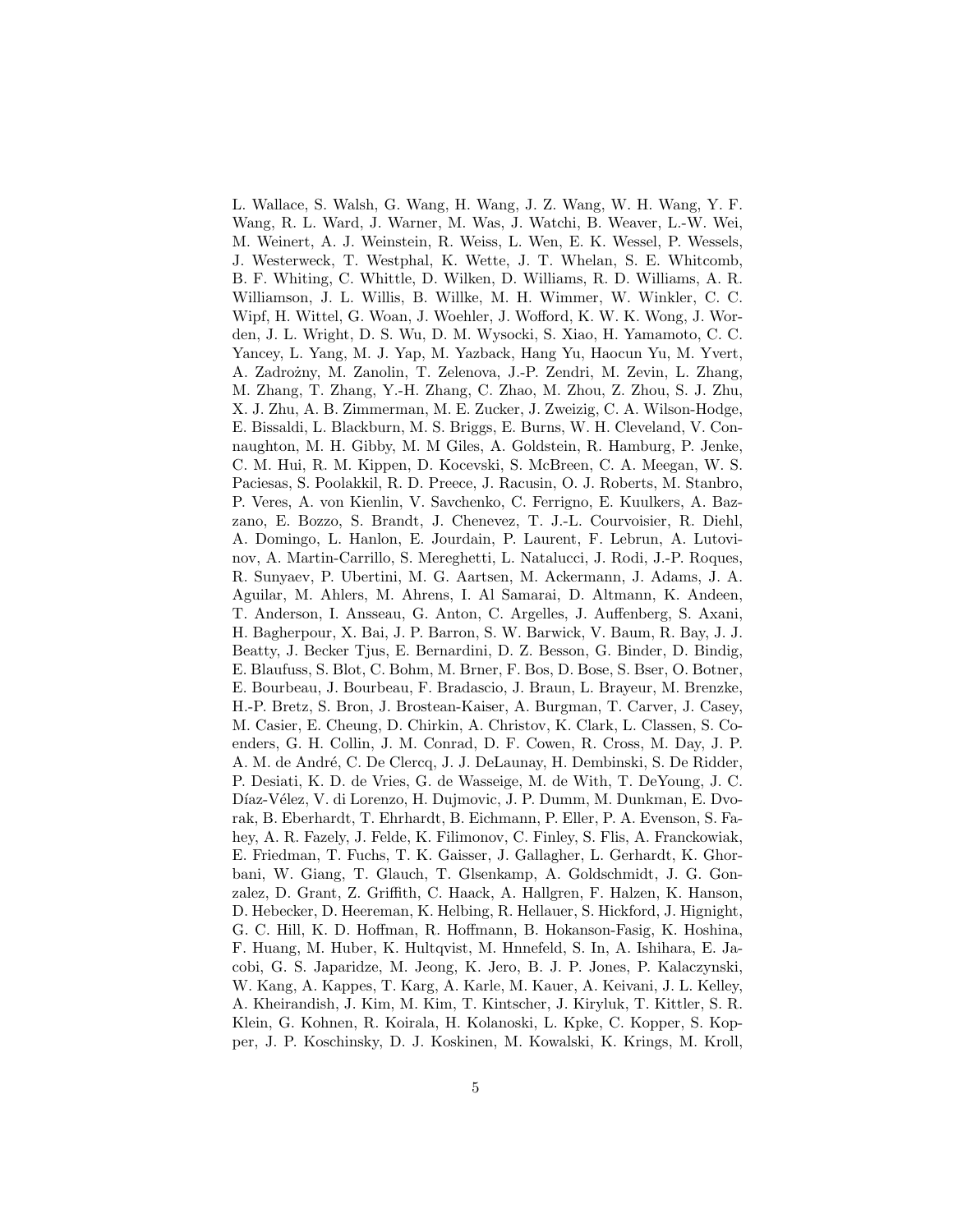L. Wallace, S. Walsh, G. Wang, H. Wang, J. Z. Wang, W. H. Wang, Y. F. Wang, R. L. Ward, J. Warner, M. Was, J. Watchi, B. Weaver, L.-W. Wei, M. Weinert, A. J. Weinstein, R. Weiss, L. Wen, E. K. Wessel, P. Wessels, J. Westerweck, T. Westphal, K. Wette, J. T. Whelan, S. E. Whitcomb, B. F. Whiting, C. Whittle, D. Wilken, D. Williams, R. D. Williams, A. R. Williamson, J. L. Willis, B. Willke, M. H. Wimmer, W. Winkler, C. C. Wipf, H. Wittel, G. Woan, J. Woehler, J. Wofford, K. W. K. Wong, J. Worden, J. L. Wright, D. S. Wu, D. M. Wysocki, S. Xiao, H. Yamamoto, C. C. Yancey, L. Yang, M. J. Yap, M. Yazback, Hang Yu, Haocun Yu, M. Yvert, A. Zadrożny, M. Zanolin, T. Zelenova, J.-P. Zendri, M. Zevin, L. Zhang, M. Zhang, T. Zhang, Y.-H. Zhang, C. Zhao, M. Zhou, Z. Zhou, S. J. Zhu, X. J. Zhu, A. B. Zimmerman, M. E. Zucker, J. Zweizig, C. A. Wilson-Hodge, E. Bissaldi, L. Blackburn, M. S. Briggs, E. Burns, W. H. Cleveland, V. Connaughton, M. H. Gibby, M. M Giles, A. Goldstein, R. Hamburg, P. Jenke, C. M. Hui, R. M. Kippen, D. Kocevski, S. McBreen, C. A. Meegan, W. S. Paciesas, S. Poolakkil, R. D. Preece, J. Racusin, O. J. Roberts, M. Stanbro, P. Veres, A. von Kienlin, V. Savchenko, C. Ferrigno, E. Kuulkers, A. Bazzano, E. Bozzo, S. Brandt, J. Chenevez, T. J.-L. Courvoisier, R. Diehl, A. Domingo, L. Hanlon, E. Jourdain, P. Laurent, F. Lebrun, A. Lutovinov, A. Martin-Carrillo, S. Mereghetti, L. Natalucci, J. Rodi, J.-P. Roques, R. Sunyaev, P. Ubertini, M. G. Aartsen, M. Ackermann, J. Adams, J. A. Aguilar, M. Ahlers, M. Ahrens, I. Al Samarai, D. Altmann, K. Andeen, T. Anderson, I. Ansseau, G. Anton, C. Argelles, J. Auffenberg, S. Axani, H. Bagherpour, X. Bai, J. P. Barron, S. W. Barwick, V. Baum, R. Bay, J. J. Beatty, J. Becker Tjus, E. Bernardini, D. Z. Besson, G. Binder, D. Bindig, E. Blaufuss, S. Blot, C. Bohm, M. Brner, F. Bos, D. Bose, S. Bser, O. Botner, E. Bourbeau, J. Bourbeau, F. Bradascio, J. Braun, L. Brayeur, M. Brenzke, H.-P. Bretz, S. Bron, J. Brostean-Kaiser, A. Burgman, T. Carver, J. Casey, M. Casier, E. Cheung, D. Chirkin, A. Christov, K. Clark, L. Classen, S. Coenders, G. H. Collin, J. M. Conrad, D. F. Cowen, R. Cross, M. Day, J. P. A. M. de André, C. De Clercq, J. J. DeLaunay, H. Dembinski, S. De Ridder, P. Desiati, K. D. de Vries, G. de Wasseige, M. de With, T. DeYoung, J. C. Díaz-Vélez, V. di Lorenzo, H. Dujmovic, J. P. Dumm, M. Dunkman, E. Dvorak, B. Eberhardt, T. Ehrhardt, B. Eichmann, P. Eller, P. A. Evenson, S. Fahey, A. R. Fazely, J. Felde, K. Filimonov, C. Finley, S. Flis, A. Franckowiak, E. Friedman, T. Fuchs, T. K. Gaisser, J. Gallagher, L. Gerhardt, K. Ghorbani, W. Giang, T. Glauch, T. Glsenkamp, A. Goldschmidt, J. G. Gonzalez, D. Grant, Z. Griffith, C. Haack, A. Hallgren, F. Halzen, K. Hanson, D. Hebecker, D. Heereman, K. Helbing, R. Hellauer, S. Hickford, J. Hignight, G. C. Hill, K. D. Hoffman, R. Hoffmann, B. Hokanson-Fasig, K. Hoshina, F. Huang, M. Huber, K. Hultqvist, M. Hnnefeld, S. In, A. Ishihara, E. Jacobi, G. S. Japaridze, M. Jeong, K. Jero, B. J. P. Jones, P. Kalaczynski, W. Kang, A. Kappes, T. Karg, A. Karle, M. Kauer, A. Keivani, J. L. Kelley, A. Kheirandish, J. Kim, M. Kim, T. Kintscher, J. Kiryluk, T. Kittler, S. R. Klein, G. Kohnen, R. Koirala, H. Kolanoski, L. Kpke, C. Kopper, S. Kopper, J. P. Koschinsky, D. J. Koskinen, M. Kowalski, K. Krings, M. Kroll,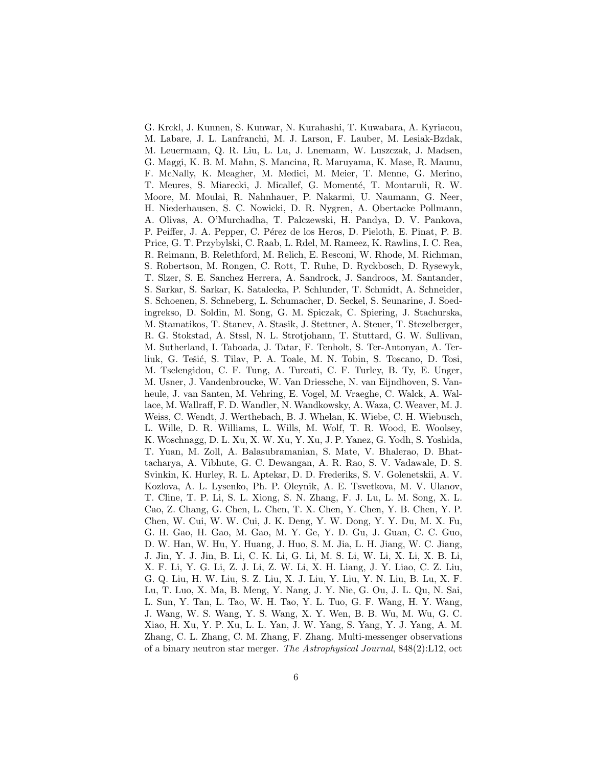G. Krckl, J. Kunnen, S. Kunwar, N. Kurahashi, T. Kuwabara, A. Kyriacou, M. Labare, J. L. Lanfranchi, M. J. Larson, F. Lauber, M. Lesiak-Bzdak, M. Leuermann, Q. R. Liu, L. Lu, J. Lnemann, W. Luszczak, J. Madsen, G. Maggi, K. B. M. Mahn, S. Mancina, R. Maruyama, K. Mase, R. Maunu, F. McNally, K. Meagher, M. Medici, M. Meier, T. Menne, G. Merino, T. Meures, S. Miarecki, J. Micallef, G. Momenté, T. Montaruli, R. W. Moore, M. Moulai, R. Nahnhauer, P. Nakarmi, U. Naumann, G. Neer, H. Niederhausen, S. C. Nowicki, D. R. Nygren, A. Obertacke Pollmann, A. Olivas, A. O'Murchadha, T. Palczewski, H. Pandya, D. V. Pankova, P. Peiffer, J. A. Pepper, C. Pérez de los Heros, D. Pieloth, E. Pinat, P. B. Price, G. T. Przybylski, C. Raab, L. Rdel, M. Rameez, K. Rawlins, I. C. Rea, R. Reimann, B. Relethford, M. Relich, E. Resconi, W. Rhode, M. Richman, S. Robertson, M. Rongen, C. Rott, T. Ruhe, D. Ryckbosch, D. Rysewyk, T. Slzer, S. E. Sanchez Herrera, A. Sandrock, J. Sandroos, M. Santander, S. Sarkar, S. Sarkar, K. Satalecka, P. Schlunder, T. Schmidt, A. Schneider, S. Schoenen, S. Schneberg, L. Schumacher, D. Seckel, S. Seunarine, J. Soedingrekso, D. Soldin, M. Song, G. M. Spiczak, C. Spiering, J. Stachurska, M. Stamatikos, T. Stanev, A. Stasik, J. Stettner, A. Steuer, T. Stezelberger, R. G. Stokstad, A. Stssl, N. L. Strotjohann, T. Stuttard, G. W. Sullivan, M. Sutherland, I. Taboada, J. Tatar, F. Tenholt, S. Ter-Antonyan, A. Terliuk, G. Tešić, S. Tilav, P. A. Toale, M. N. Tobin, S. Toscano, D. Tosi, M. Tselengidou, C. F. Tung, A. Turcati, C. F. Turley, B. Ty, E. Unger, M. Usner, J. Vandenbroucke, W. Van Driessche, N. van Eijndhoven, S. Vanheule, J. van Santen, M. Vehring, E. Vogel, M. Vraeghe, C. Walck, A. Wallace, M. Wallraff, F. D. Wandler, N. Wandkowsky, A. Waza, C. Weaver, M. J. Weiss, C. Wendt, J. Werthebach, B. J. Whelan, K. Wiebe, C. H. Wiebusch, L. Wille, D. R. Williams, L. Wills, M. Wolf, T. R. Wood, E. Woolsey, K. Woschnagg, D. L. Xu, X. W. Xu, Y. Xu, J. P. Yanez, G. Yodh, S. Yoshida, T. Yuan, M. Zoll, A. Balasubramanian, S. Mate, V. Bhalerao, D. Bhattacharya, A. Vibhute, G. C. Dewangan, A. R. Rao, S. V. Vadawale, D. S. Svinkin, K. Hurley, R. L. Aptekar, D. D. Frederiks, S. V. Golenetskii, A. V. Kozlova, A. L. Lysenko, Ph. P. Oleynik, A. E. Tsvetkova, M. V. Ulanov, T. Cline, T. P. Li, S. L. Xiong, S. N. Zhang, F. J. Lu, L. M. Song, X. L. Cao, Z. Chang, G. Chen, L. Chen, T. X. Chen, Y. Chen, Y. B. Chen, Y. P. Chen, W. Cui, W. W. Cui, J. K. Deng, Y. W. Dong, Y. Y. Du, M. X. Fu, G. H. Gao, H. Gao, M. Gao, M. Y. Ge, Y. D. Gu, J. Guan, C. C. Guo, D. W. Han, W. Hu, Y. Huang, J. Huo, S. M. Jia, L. H. Jiang, W. C. Jiang, J. Jin, Y. J. Jin, B. Li, C. K. Li, G. Li, M. S. Li, W. Li, X. Li, X. B. Li, X. F. Li, Y. G. Li, Z. J. Li, Z. W. Li, X. H. Liang, J. Y. Liao, C. Z. Liu, G. Q. Liu, H. W. Liu, S. Z. Liu, X. J. Liu, Y. Liu, Y. N. Liu, B. Lu, X. F. Lu, T. Luo, X. Ma, B. Meng, Y. Nang, J. Y. Nie, G. Ou, J. L. Qu, N. Sai, L. Sun, Y. Tan, L. Tao, W. H. Tao, Y. L. Tuo, G. F. Wang, H. Y. Wang, J. Wang, W. S. Wang, Y. S. Wang, X. Y. Wen, B. B. Wu, M. Wu, G. C. Xiao, H. Xu, Y. P. Xu, L. L. Yan, J. W. Yang, S. Yang, Y. J. Yang, A. M. Zhang, C. L. Zhang, C. M. Zhang, F. Zhang. Multi-messenger observations of a binary neutron star merger. *The Astrophysical Journal*, 848(2):L12, oct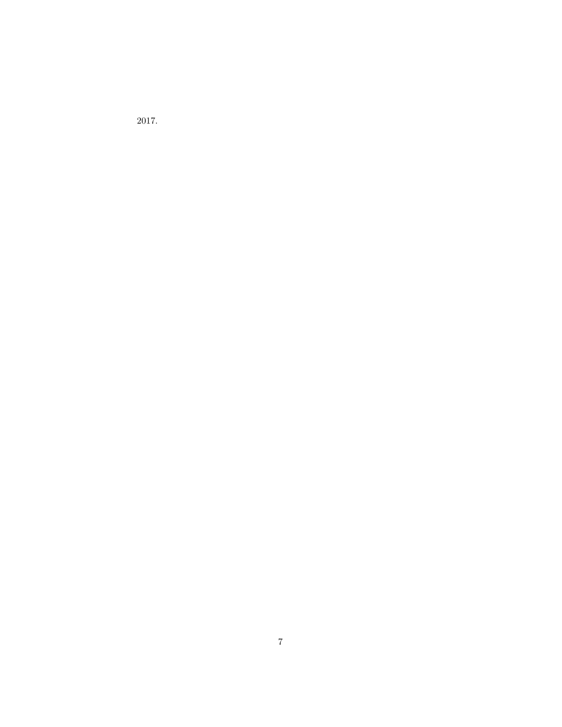2017.